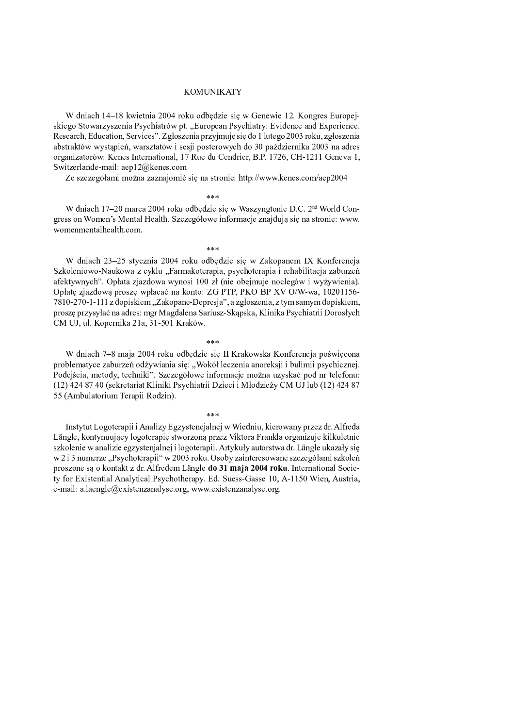# KOMUNIKATY

W dniach 14–18 kwietnia 2004 roku odbędzie się w Genewie 12. Kongres Europejskiego Stowarzyszenia Psychiatrów pt. „European Psychiatry: Evidence and Experience. Research, Education, Services". Zgłoszenia przyjmuje się do 1 lutego 2003 roku, zgłoszenia abstraktów wystąpień, warsztatów i sesji posterowych do 30 października 2003 na adres organizatorów: Kenes International, 17 Rue du Cendrier, B.P. 1726, CH-1211 Geneva 1, Switzerlande-mail: aep12@kenes.com

Ze szczegółami można zaznajomić się na stronie: http://www.kenes.com/aep2004

***

W dniach 17–20 marca 2004 roku odbędzie się w Waszyngtonie D.C. 2nd World Congress on Women's Mental Health. Szczegółowe informacje znajdują się na stronie: www.womenmentalhealth.com.

***

W dniach 23–25 stycznia 2004 roku odbędzie się w Zakopanem IX Konferencja Szkoleniowo-Naukowa z cyklu „Farmakoterapia, psychoterapia i rehabilitacja zaburzeń afektywnych". Opłata zjazdowa wynosi 100 zł (nie obejmuje noclegów i wyżywienia). Opłatę zjazdową proszę wpłacać na konto: ZG PTP, PKO BP XV O/W-wa, 10201156-7810-270-1-111 z dopiskiem „Zakopane-Depresja", a zgłoszenia, z tym samym dopiskiem, proszę przysyłać na adres: mgr Magdalena Sariusz-Skąpska, Klinika Psychiatrii Dorosłych CM UJ, ul. Kopernika 21a, 31-501 Kraków.

***

W dniach 7–8 maja 2004 roku odbędzie się II Krakowska Konferencja poświęcona problematyce zaburzeń odżywiania się: „Wokół leczenia anoreksji i bulimii psychicznej. Podejścia, metody, techniki". Szczegółowe informacje można uzyskać pod nr telefonu: (12) 424 87 40 (sekretariat Kliniki Psychiatrii Dzieci i Młodzieży CM UJ lub (12) 424 87 55 (Ambulatorium Terapii Rodzin).

***

Instytut Logoterapii i Analizy Egzystencjalnej w Wiedniu, kierowany przez dr. Alfreda Längle, kontynuujący logoterapię stworzoną przez Viktora Frankla organizuje kilkuletnie szkolenie w analizie egzystenjalnej i logoterapii. Artykuły autorstwa dr. Längle ukazały się w 2 i 3 numerze „Psychoterapii" w 2003 roku. Osoby zainteresowane szczegółami szkoleń proszone są o kontakt z dr. Alfredem Längle **do 31 maja 2004 roku**. International Society for Existential Analytical Psychotherapy. Ed. Suess-Gasse 10, A-1150 Wien, Austria, e-mail: a.laengle@existenzanalyse.org, www.existenzanalyse.org.